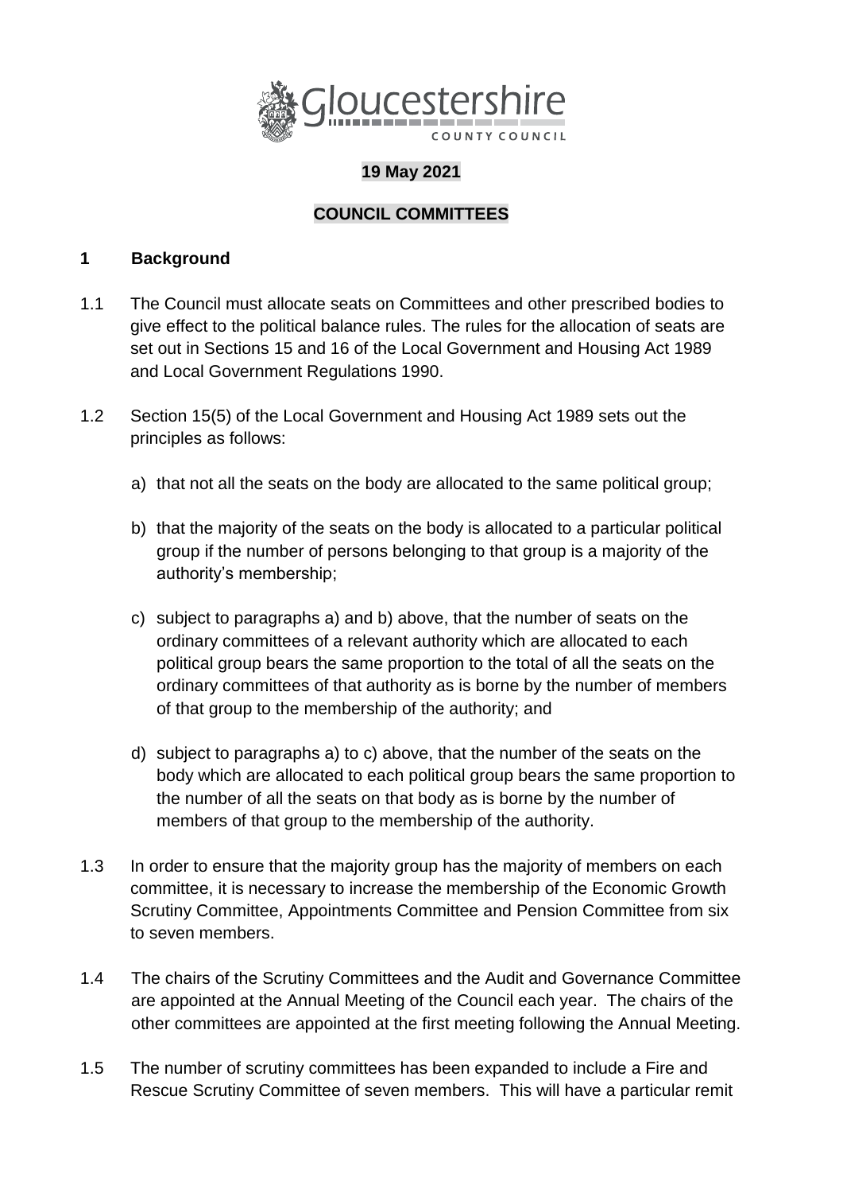Gloucestershire COUNTY COUNCIL

**19 May 2021**

**COUNCIL COMMITTEES**

## 1 Background

1.1 The Council must allocate seats on Committees and other prescribed bodies to give effect to the political balance rules. The rules for the allocation of seats are set out in Sections 15 and 16 of the Local Government and Housing Act 1989 and Local Government Regulations 1990.

1.2 Section 15(5) of the Local Government and Housing Act 1989 sets out the principles as follows:

a) that not all the seats on the body are allocated to the same political group;

b) that the majority of the seats on the body is allocated to a particular political group if the number of persons belonging to that group is a majority of the authority's membership;

c) subject to paragraphs a) and b) above, that the number of seats on the ordinary committees of a relevant authority which are allocated to each political group bears the same proportion to the total of all the seats on the ordinary committees of that authority as is borne by the number of members of that group to the membership of the authority; and

d) subject to paragraphs a) to c) above, that the number of the seats on the body which are allocated to each political group bears the same proportion to the number of all the seats on that body as is borne by the number of members of that group to the membership of the authority.

1.3 In order to ensure that the majority group has the majority of members on each committee, it is necessary to increase the membership of the Economic Growth Scrutiny Committee, Appointments Committee and Pension Committee from six to seven members.

1.4 The chairs of the Scrutiny Committees and the Audit and Governance Committee are appointed at the Annual Meeting of the Council each year. The chairs of the other committees are appointed at the first meeting following the Annual Meeting.

1.5 The number of scrutiny committees has been expanded to include a Fire and Rescue Scrutiny Committee of seven members. This will have a particular remit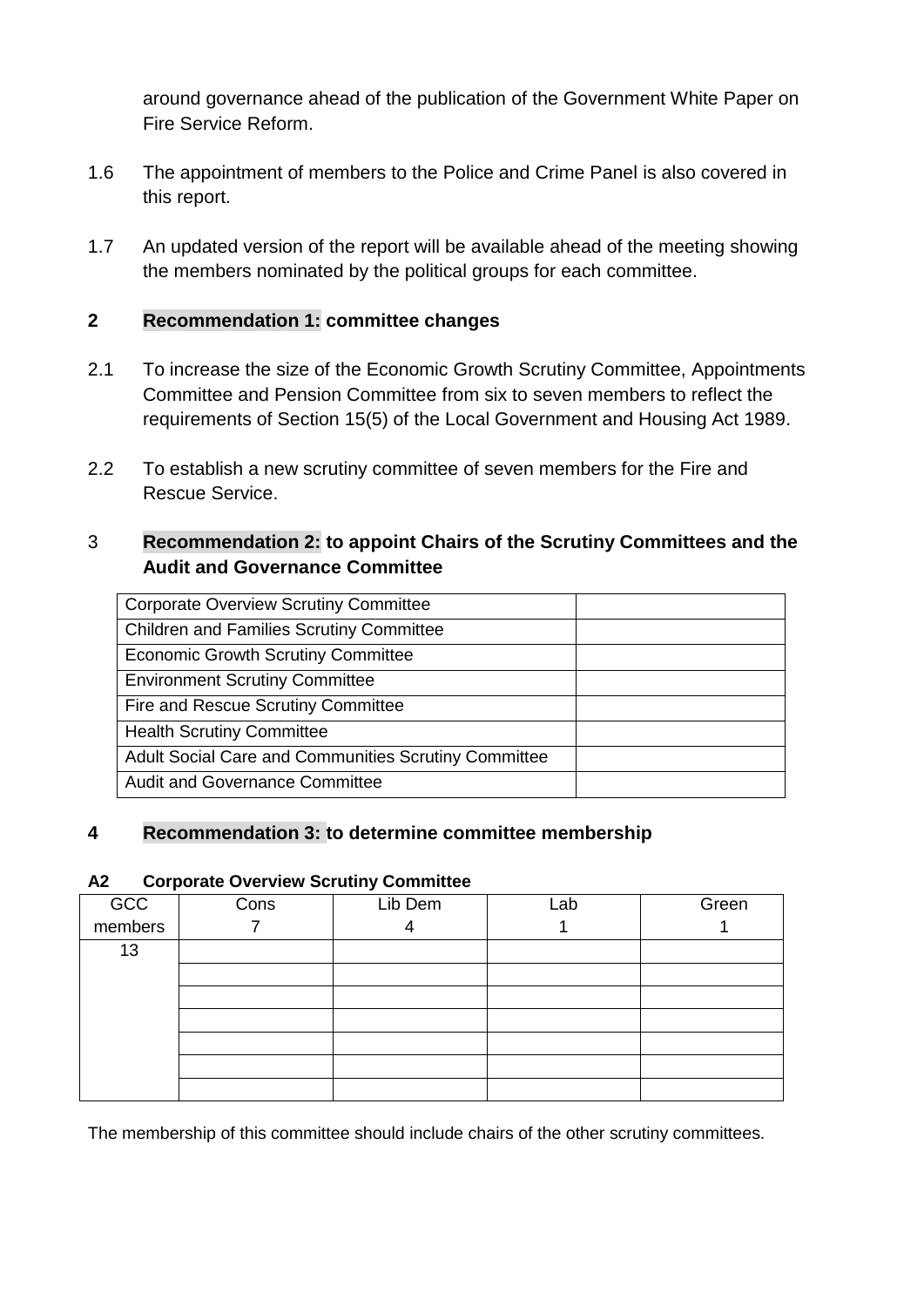around governance ahead of the publication of the Government White Paper on Fire Service Reform.

1.6 The appointment of members to the Police and Crime Panel is also covered in this report.

1.7 An updated version of the report will be available ahead of the meeting showing the members nominated by the political groups for each committee.

## 2 Recommendation 1: committee changes

2.1 To increase the size of the Economic Growth Scrutiny Committee, Appointments Committee and Pension Committee from six to seven members to reflect the requirements of Section 15(5) of the Local Government and Housing Act 1989.

2.2 To establish a new scrutiny committee of seven members for the Fire and Rescue Service.

## 3 Recommendation 2: to appoint Chairs of the Scrutiny Committees and the Audit and Governance Committee

| | |
|---|---|
| Corporate Overview Scrutiny Committee | |
| Children and Families Scrutiny Committee | |
| Economic Growth Scrutiny Committee | |
| Environment Scrutiny Committee | |
| Fire and Rescue Scrutiny Committee | |
| Health Scrutiny Committee | |
| Adult Social Care and Communities Scrutiny Committee | |
| Audit and Governance Committee | |

## 4 Recommendation 3: to determine committee membership

### A2 Corporate Overview Scrutiny Committee

| GCC members | Cons 7 | Lib Dem 4 | Lab 1 | Green 1 |
|---|---|---|---|---|
| 13 | | | | |
| | | | | |
| | | | | |
| | | | | |
| | | | | |
| | | | | |
| | | | | |

The membership of this committee should include chairs of the other scrutiny committees.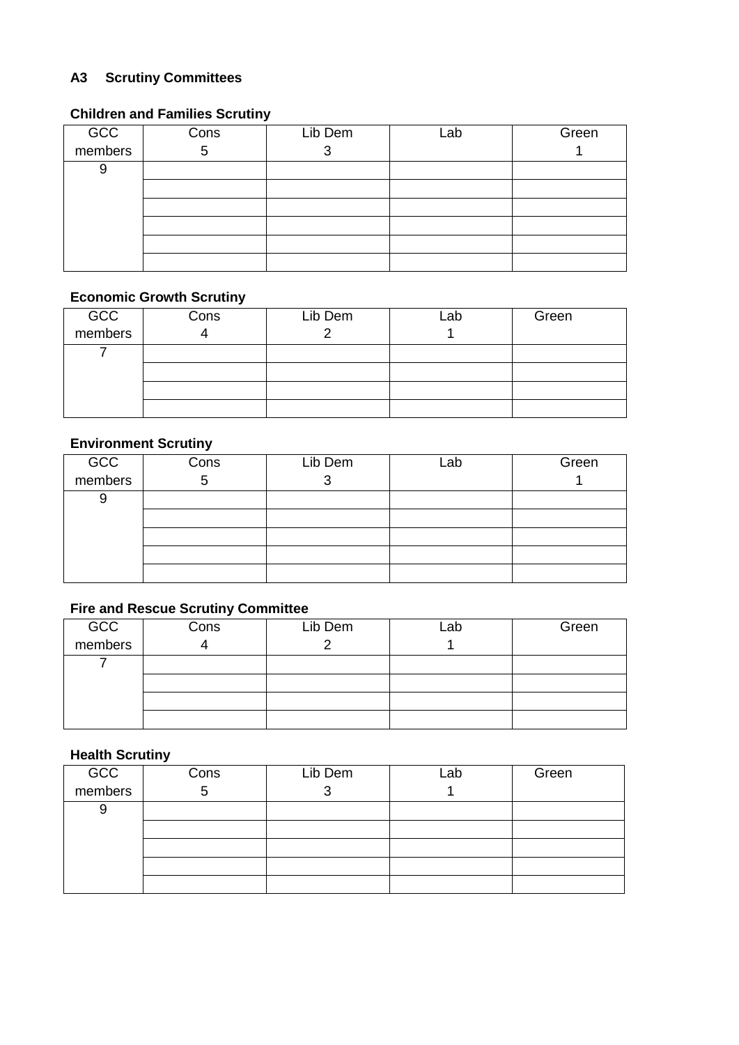### A3 Scrutiny Committees

**Children and Families Scrutiny**

| GCC members | Cons 5 | Lib Dem 3 | Lab | Green 1 |
|---|---|---|---|---|
| 9 | | | | |
| | | | | |
| | | | | |
| | | | | |
| | | | | |
| | | | | |

**Economic Growth Scrutiny**

| GCC members | Cons 4 | Lib Dem 2 | Lab 1 | Green |
|---|---|---|---|---|
| 7 | | | | |
| | | | | |
| | | | | |
| | | | | |

**Environment Scrutiny**

| GCC members | Cons 5 | Lib Dem 3 | Lab | Green 1 |
|---|---|---|---|---|
| 9 | | | | |
| | | | | |
| | | | | |
| | | | | |
| | | | | |

**Fire and Rescue Scrutiny Committee**

| GCC members | Cons 4 | Lib Dem 2 | Lab 1 | Green |
|---|---|---|---|---|
| 7 | | | | |
| | | | | |
| | | | | |
| | | | | |

**Health Scrutiny**

| GCC members | Cons 5 | Lib Dem 3 | Lab 1 | Green |
|---|---|---|---|---|
| 9 | | | | |
| | | | | |
| | | | | |
| | | | | |
| | | | | |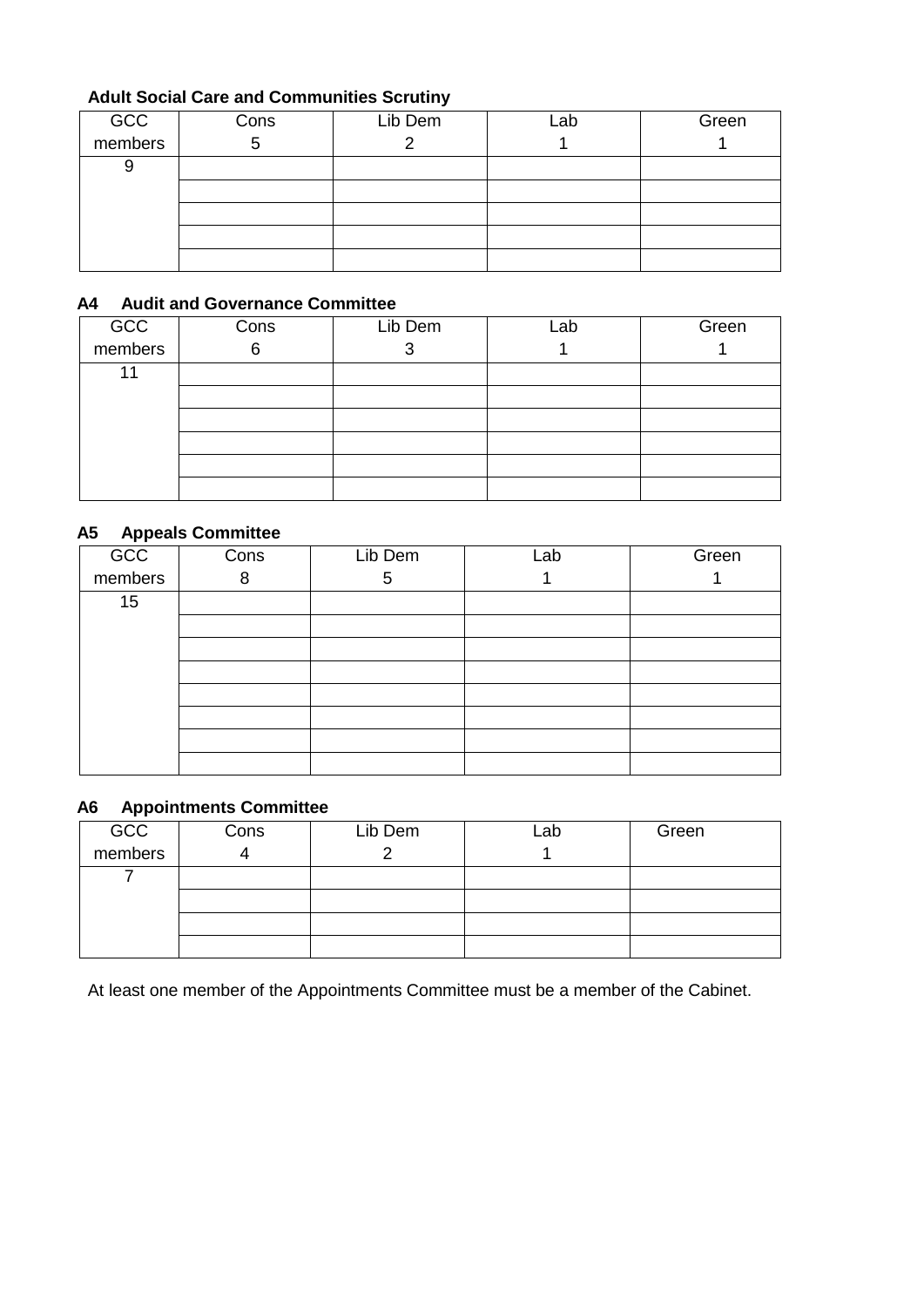### Adult Social Care and Communities Scrutiny

| GCC members | Cons 5 | Lib Dem 2 | Lab 1 | Green 1 |
|---|---|---|---|---|
| 9 | | | | |
| | | | | |
| | | | | |
| | | | | |
| | | | | |

### A4 Audit and Governance Committee

| GCC members | Cons 6 | Lib Dem 3 | Lab 1 | Green 1 |
|---|---|---|---|---|
| 11 | | | | |
| | | | | |
| | | | | |
| | | | | |
| | | | | |
| | | | | |

### A5 Appeals Committee

| GCC members | Cons 8 | Lib Dem 5 | Lab 1 | Green 1 |
|---|---|---|---|---|
| 15 | | | | |
| | | | | |
| | | | | |
| | | | | |
| | | | | |
| | | | | |
| | | | | |
| | | | | |

### A6 Appointments Committee

| GCC members | Cons 4 | Lib Dem 2 | Lab 1 | Green |
|---|---|---|---|---|
| 7 | | | | |
| | | | | |
| | | | | |
| | | | | |

At least one member of the Appointments Committee must be a member of the Cabinet.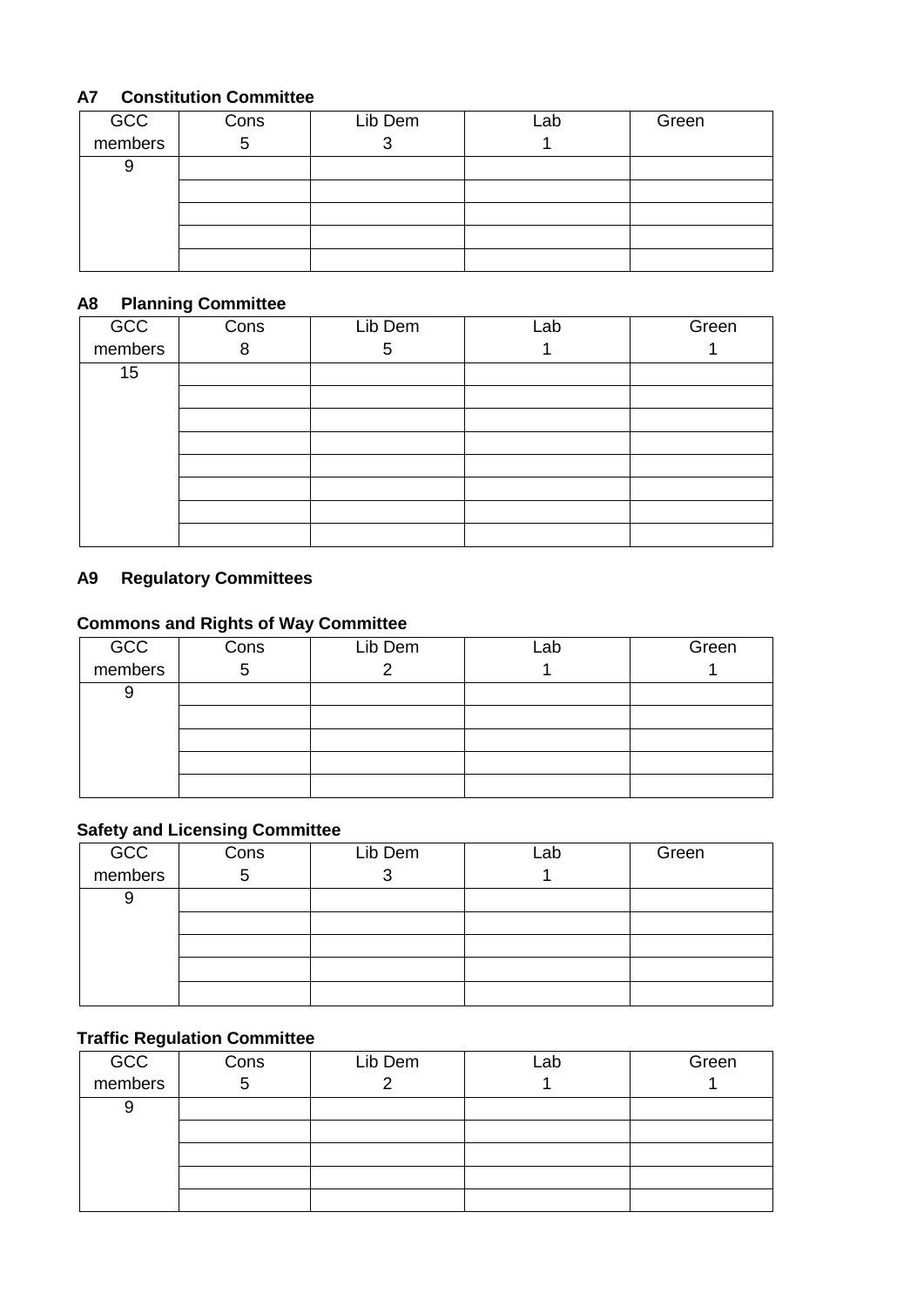**A7 Constitution Committee**

| GCC members | Cons 5 | Lib Dem 3 | Lab 1 | Green |
|---|---|---|---|---|
| 9 | | | | |
| | | | | |
| | | | | |
| | | | | |
| | | | | |

**A8 Planning Committee**

| GCC members | Cons 8 | Lib Dem 5 | Lab 1 | Green 1 |
|---|---|---|---|---|
| 15 | | | | |
| | | | | |
| | | | | |
| | | | | |
| | | | | |
| | | | | |
| | | | | |
| | | | | |

**A9 Regulatory Committees**

**Commons and Rights of Way Committee**

| GCC members | Cons 5 | Lib Dem 2 | Lab 1 | Green 1 |
|---|---|---|---|---|
| 9 | | | | |
| | | | | |
| | | | | |
| | | | | |
| | | | | |

**Safety and Licensing Committee**

| GCC members | Cons 5 | Lib Dem 3 | Lab 1 | Green |
|---|---|---|---|---|
| 9 | | | | |
| | | | | |
| | | | | |
| | | | | |
| | | | | |

**Traffic Regulation Committee**

| GCC members | Cons 5 | Lib Dem 2 | Lab 1 | Green 1 |
|---|---|---|---|---|
| 9 | | | | |
| | | | | |
| | | | | |
| | | | | |
| | | | | |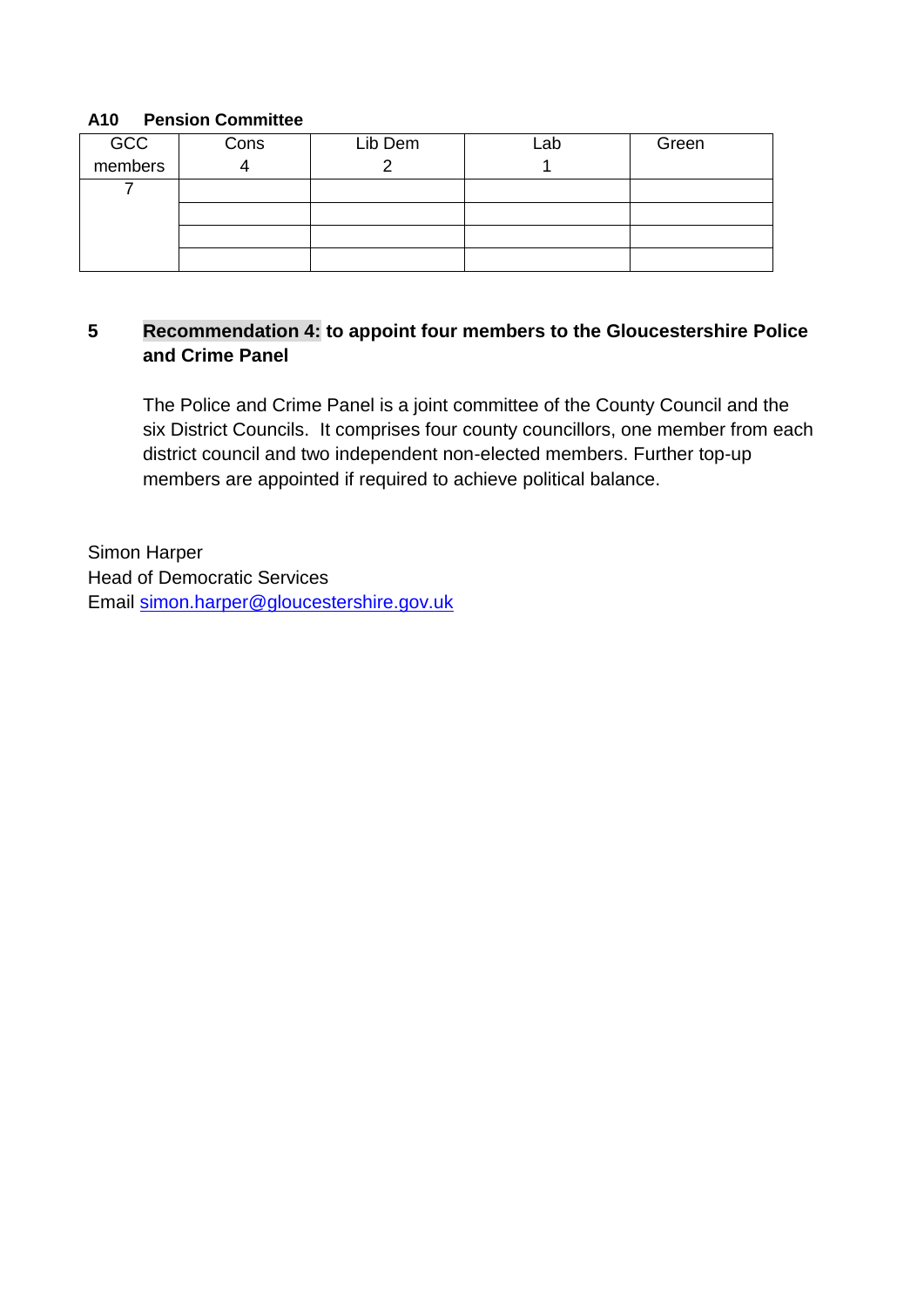**A10 Pension Committee**

| GCC members | Cons 4 | Lib Dem 2 | Lab 1 | Green |
|---|---|---|---|---|
| 7 | | | | |
| | | | | |
| | | | | |
| | | | | |

## 5 Recommendation 4: to appoint four members to the Gloucestershire Police and Crime Panel

The Police and Crime Panel is a joint committee of the County Council and the six District Councils. It comprises four county councillors, one member from each district council and two independent non-elected members. Further top-up members are appointed if required to achieve political balance.

Simon Harper
Head of Democratic Services
Email simon.harper@gloucestershire.gov.uk